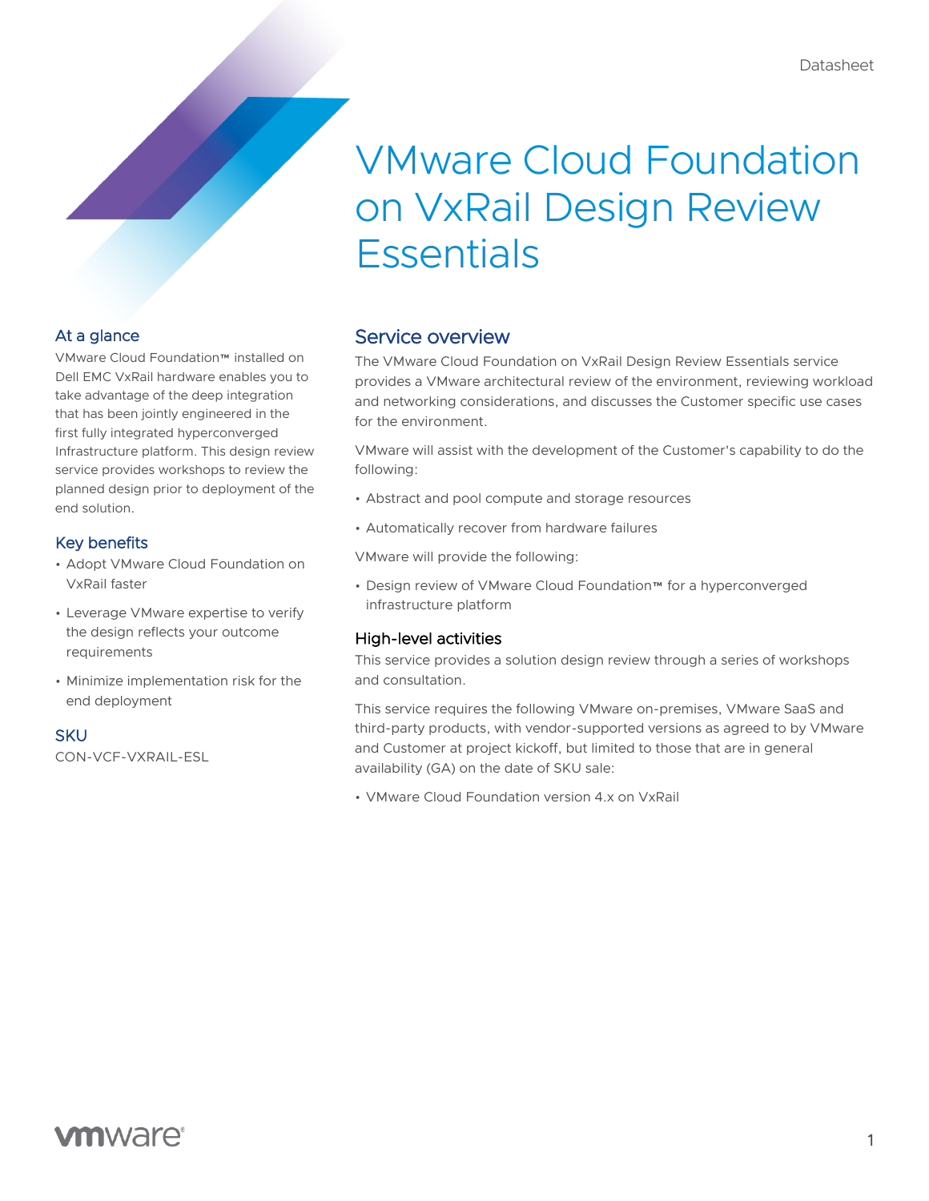Datasheet

# VMware Cloud Foundation on VxRail Design Review Essentials

## At a glance

VMware Cloud Foundation™ installed on Dell EMC VxRail hardware enables you to take advantage of the deep integration that has been jointly engineered in the first fully integrated hyperconverged Infrastructure platform. This design review service provides workshops to review the planned design prior to deployment of the end solution.

## Key benefits

- Adopt VMware Cloud Foundation on VxRail faster
- Leverage VMware expertise to verify the design reflects your outcome requirements
- Minimize implementation risk for the end deployment

## SKU

CON-VCF-VXRAIL-ESL

## Service overview

The VMware Cloud Foundation on VxRail Design Review Essentials service provides a VMware architectural review of the environment, reviewing workload and networking considerations, and discusses the Customer specific use cases for the environment.

VMware will assist with the development of the Customer's capability to do the following:

- Abstract and pool compute and storage resources
- Automatically recover from hardware failures

VMware will provide the following:

- Design review of VMware Cloud Foundation™ for a hyperconverged infrastructure platform

### High-level activities

This service provides a solution design review through a series of workshops and consultation.

This service requires the following VMware on-premises, VMware SaaS and third-party products, with vendor-supported versions as agreed to by VMware and Customer at project kickoff, but limited to those that are in general availability (GA) on the date of SKU sale:

- VMware Cloud Foundation version 4.x on VxRail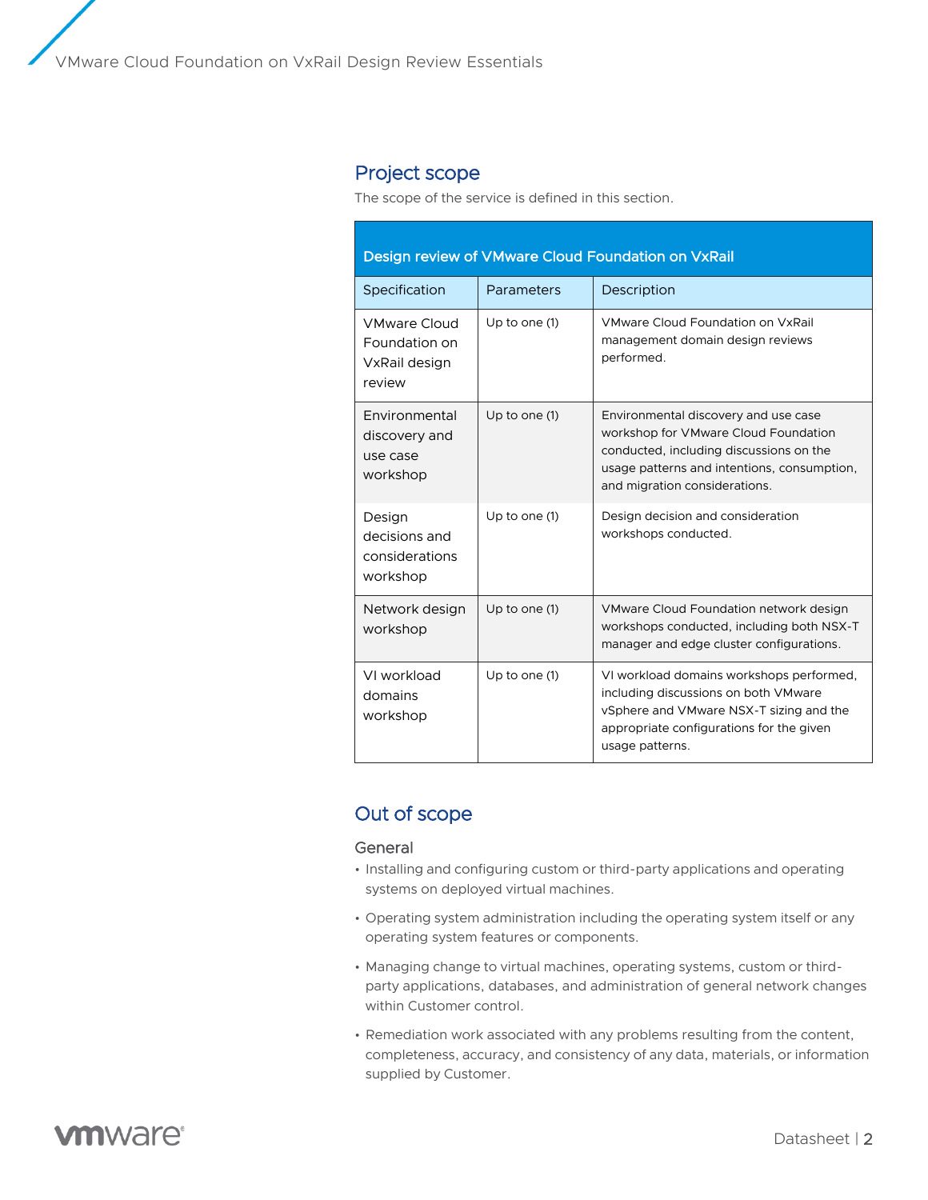## Project scope

The scope of the service is defined in this section.

| Design review of VMware Cloud Foundation on VxRail | | |
|---|---|---|
| Specification | Parameters | Description |
| VMware Cloud Foundation on VxRail design review | Up to one (1) | VMware Cloud Foundation on VxRail management domain design reviews performed. |
| Environmental discovery and use case workshop | Up to one (1) | Environmental discovery and use case workshop for VMware Cloud Foundation conducted, including discussions on the usage patterns and intentions, consumption, and migration considerations. |
| Design decisions and considerations workshop | Up to one (1) | Design decision and consideration workshops conducted. |
| Network design workshop | Up to one (1) | VMware Cloud Foundation network design workshops conducted, including both NSX-T manager and edge cluster configurations. |
| VI workload domains workshop | Up to one (1) | VI workload domains workshops performed, including discussions on both VMware vSphere and VMware NSX-T sizing and the appropriate configurations for the given usage patterns. |

## Out of scope

### General

- Installing and configuring custom or third-party applications and operating systems on deployed virtual machines.
- Operating system administration including the operating system itself or any operating system features or components.
- Managing change to virtual machines, operating systems, custom or third-party applications, databases, and administration of general network changes within Customer control.
- Remediation work associated with any problems resulting from the content, completeness, accuracy, and consistency of any data, materials, or information supplied by Customer.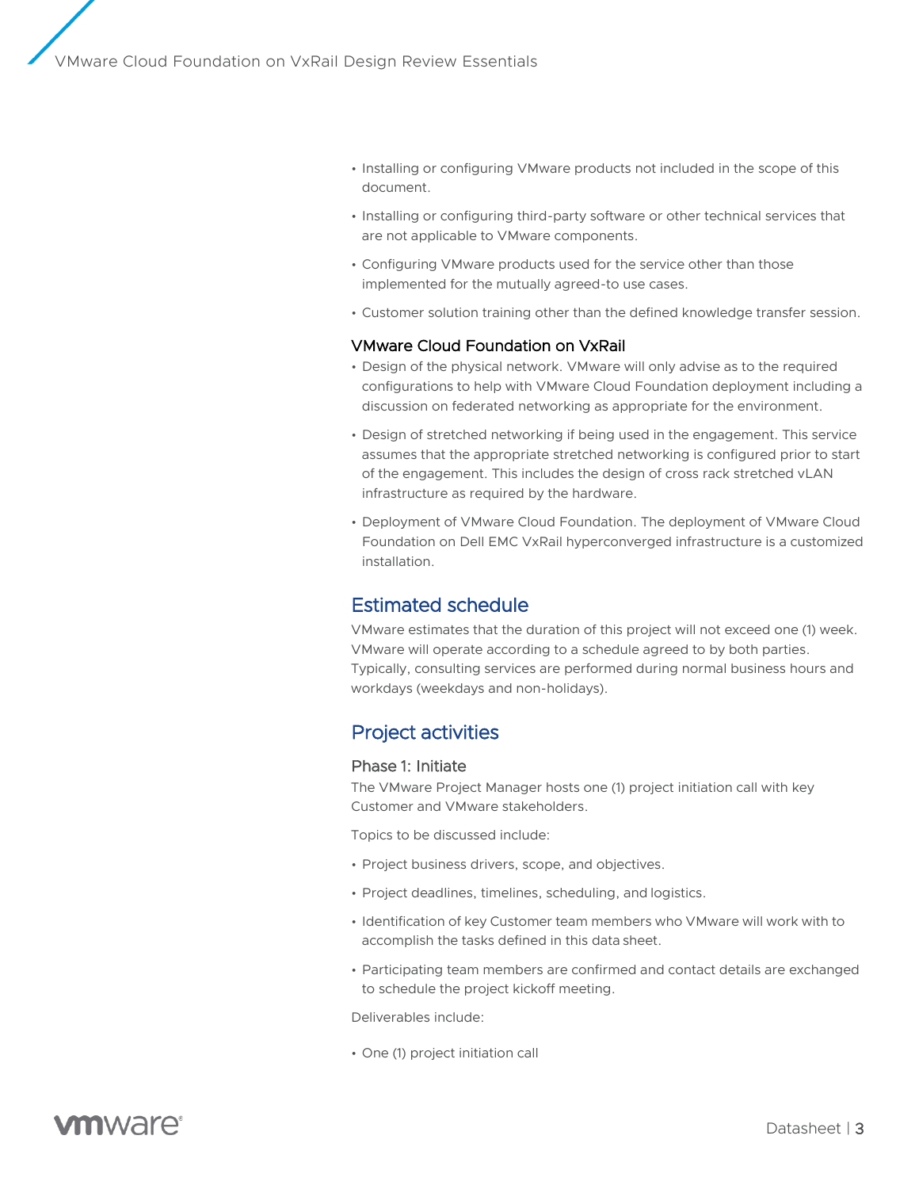- Installing or configuring VMware products not included in the scope of this document.
- Installing or configuring third-party software or other technical services that are not applicable to VMware components.
- Configuring VMware products used for the service other than those implemented for the mutually agreed-to use cases.
- Customer solution training other than the defined knowledge transfer session.

### VMware Cloud Foundation on VxRail

- Design of the physical network. VMware will only advise as to the required configurations to help with VMware Cloud Foundation deployment including a discussion on federated networking as appropriate for the environment.
- Design of stretched networking if being used in the engagement. This service assumes that the appropriate stretched networking is configured prior to start of the engagement. This includes the design of cross rack stretched vLAN infrastructure as required by the hardware.
- Deployment of VMware Cloud Foundation. The deployment of VMware Cloud Foundation on Dell EMC VxRail hyperconverged infrastructure is a customized installation.

## Estimated schedule

VMware estimates that the duration of this project will not exceed one (1) week. VMware will operate according to a schedule agreed to by both parties. Typically, consulting services are performed during normal business hours and workdays (weekdays and non-holidays).

## Project activities

### Phase 1: Initiate

The VMware Project Manager hosts one (1) project initiation call with key Customer and VMware stakeholders.

Topics to be discussed include:

- Project business drivers, scope, and objectives.
- Project deadlines, timelines, scheduling, and logistics.
- Identification of key Customer team members who VMware will work with to accomplish the tasks defined in this data sheet.
- Participating team members are confirmed and contact details are exchanged to schedule the project kickoff meeting.

Deliverables include:

- One (1) project initiation call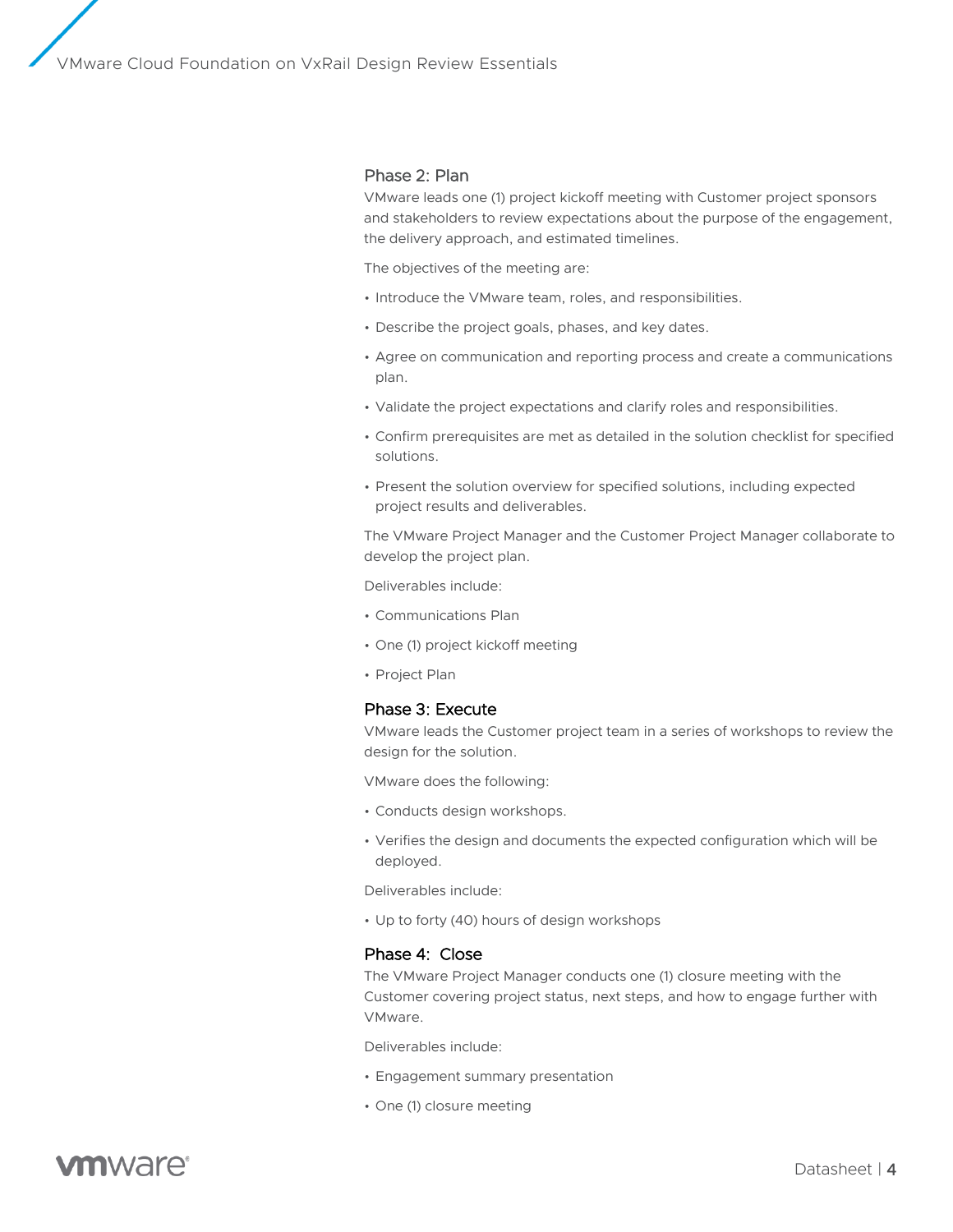## Phase 2: Plan

VMware leads one (1) project kickoff meeting with Customer project sponsors and stakeholders to review expectations about the purpose of the engagement, the delivery approach, and estimated timelines.

The objectives of the meeting are:

- Introduce the VMware team, roles, and responsibilities.
- Describe the project goals, phases, and key dates.
- Agree on communication and reporting process and create a communications plan.
- Validate the project expectations and clarify roles and responsibilities.
- Confirm prerequisites are met as detailed in the solution checklist for specified solutions.
- Present the solution overview for specified solutions, including expected project results and deliverables.

The VMware Project Manager and the Customer Project Manager collaborate to develop the project plan.

Deliverables include:

- Communications Plan
- One (1) project kickoff meeting
- Project Plan

## Phase 3: Execute

VMware leads the Customer project team in a series of workshops to review the design for the solution.

VMware does the following:

- Conducts design workshops.
- Verifies the design and documents the expected configuration which will be deployed.

Deliverables include:

- Up to forty (40) hours of design workshops

## Phase 4: Close

The VMware Project Manager conducts one (1) closure meeting with the Customer covering project status, next steps, and how to engage further with VMware.

Deliverables include:

- Engagement summary presentation
- One (1) closure meeting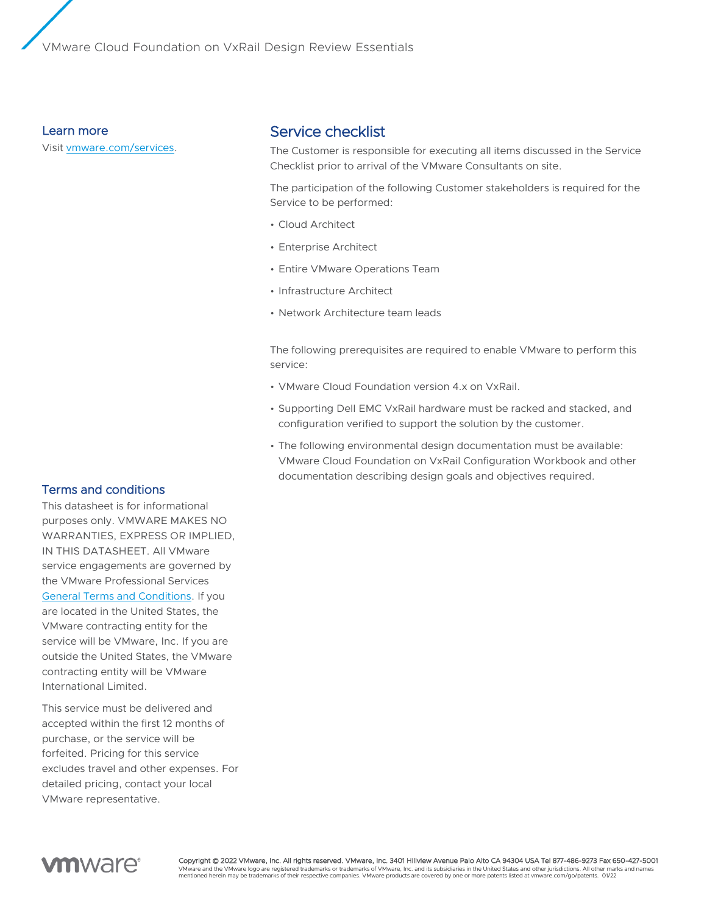## Learn more

Visit [vmware.com/services](https://vmware.com/services).

## Service checklist

The Customer is responsible for executing all items discussed in the Service Checklist prior to arrival of the VMware Consultants on site.

The participation of the following Customer stakeholders is required for the Service to be performed:

- Cloud Architect
- Enterprise Architect
- Entire VMware Operations Team
- Infrastructure Architect
- Network Architecture team leads

The following prerequisites are required to enable VMware to perform this service:

- VMware Cloud Foundation version 4.x on VxRail.
- Supporting Dell EMC VxRail hardware must be racked and stacked, and configuration verified to support the solution by the customer.
- The following environmental design documentation must be available: VMware Cloud Foundation on VxRail Configuration Workbook and other documentation describing design goals and objectives required.

## Terms and conditions

This datasheet is for informational purposes only. VMWARE MAKES NO WARRANTIES, EXPRESS OR IMPLIED, IN THIS DATASHEET. All VMware service engagements are governed by the VMware Professional Services General Terms and Conditions. If you are located in the United States, the VMware contracting entity for the service will be VMware, Inc. If you are outside the United States, the VMware contracting entity will be VMware International Limited.

This service must be delivered and accepted within the first 12 months of purchase, or the service will be forfeited. Pricing for this service excludes travel and other expenses. For detailed pricing, contact your local VMware representative.

Copyright © 2022 VMware, Inc. All rights reserved. VMware, Inc. 3401 Hillview Avenue Palo Alto CA 94304 USA Tel 877-486-9273 Fax 650-427-5001 VMware and the VMware logo are registered trademarks or trademarks of VMware, Inc. and its subsidiaries in the United States and other jurisdictions. All other marks and names mentioned herein may be trademarks of their respective companies. VMware products are covered by one or more patents listed at vmware.com/go/patents. 01/22